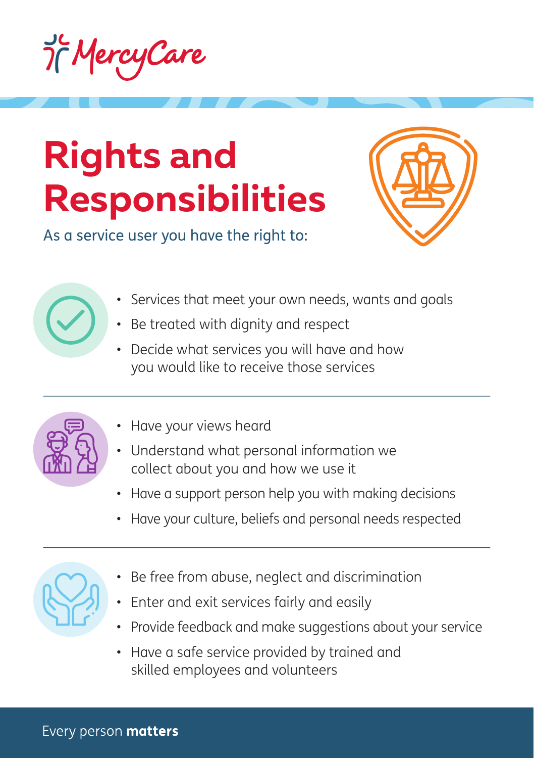MercyCare

# Rights and Responsibilities

As a service user you have the right to:

- Services that meet your own needs, wants and goals
- Be treated with dignity and respect
- Decide what services you will have and how you would like to receive those services

---

- Have your views heard
- Understand what personal information we collect about you and how we use it
- Have a support person help you with making decisions
- Have your culture, beliefs and personal needs respected

---

- Be free from abuse, neglect and discrimination
- Enter and exit services fairly and easily
- Provide feedback and make suggestions about your service
- Have a safe service provided by trained and skilled employees and volunteers

Every person **matters**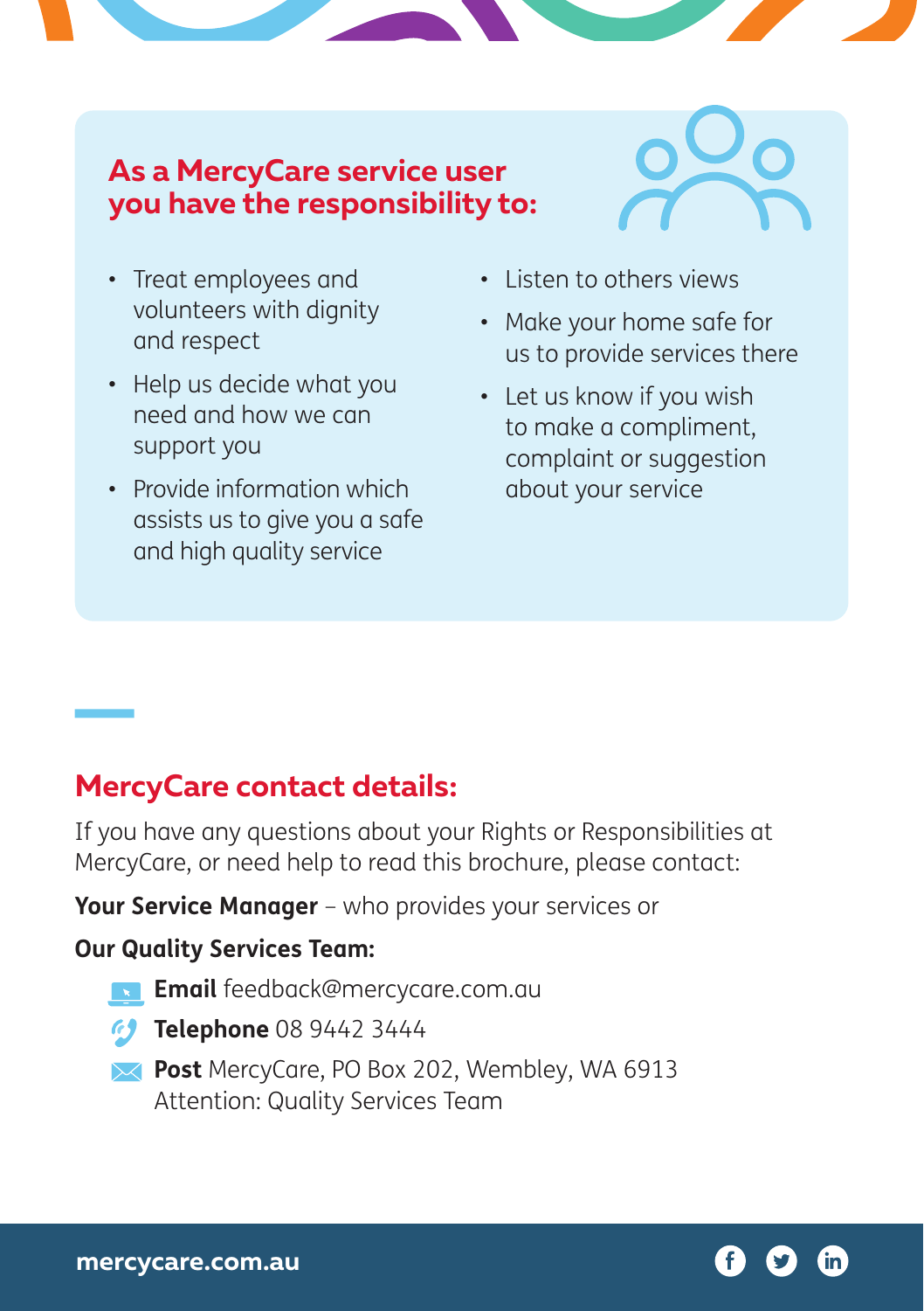## As a MercyCare service user you have the responsibility to:

- Treat employees and volunteers with dignity and respect
- Help us decide what you need and how we can support you
- Provide information which assists us to give you a safe and high quality service
- Listen to others views
- Make your home safe for us to provide services there
- Let us know if you wish to make a compliment, complaint or suggestion about your service

## MercyCare contact details:

If you have any questions about your Rights or Responsibilities at MercyCare, or need help to read this brochure, please contact:

**Your Service Manager** – who provides your services or

**Our Quality Services Team:**

- **Email** feedback@mercycare.com.au
- **Telephone** 08 9442 3444
- **Post** MercyCare, PO Box 202, Wembley, WA 6913
  Attention: Quality Services Team

**mercycare.com.au**